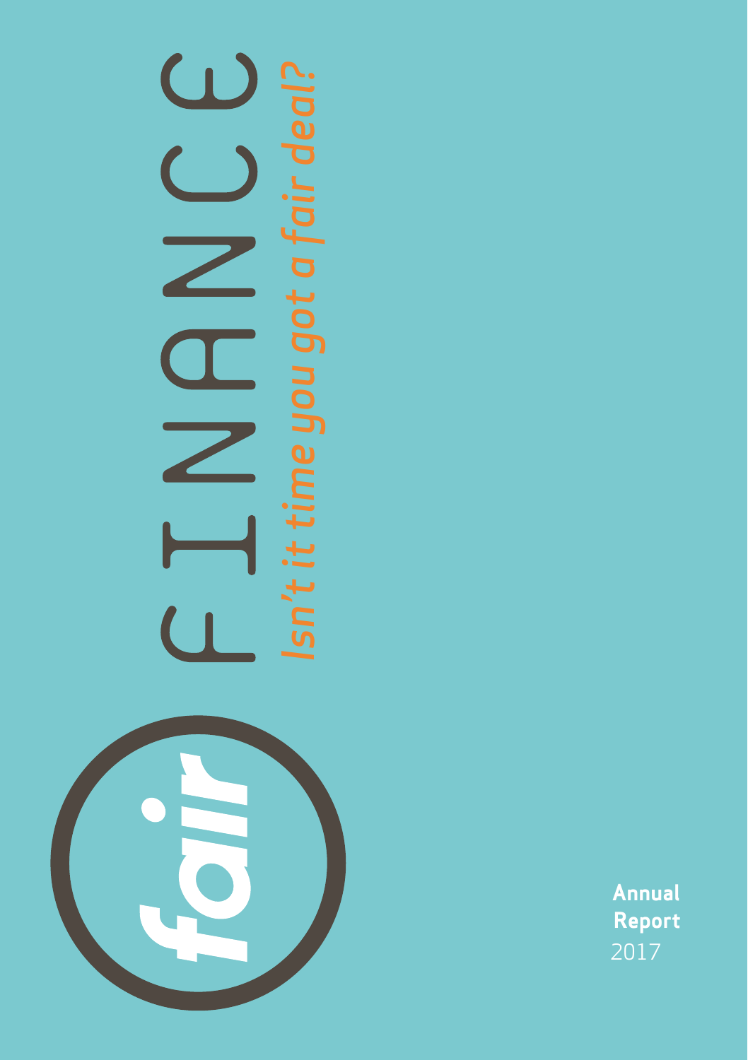# fair FINANCE

*Isn't it time you got a fair deal?*

**Annual Report**
2017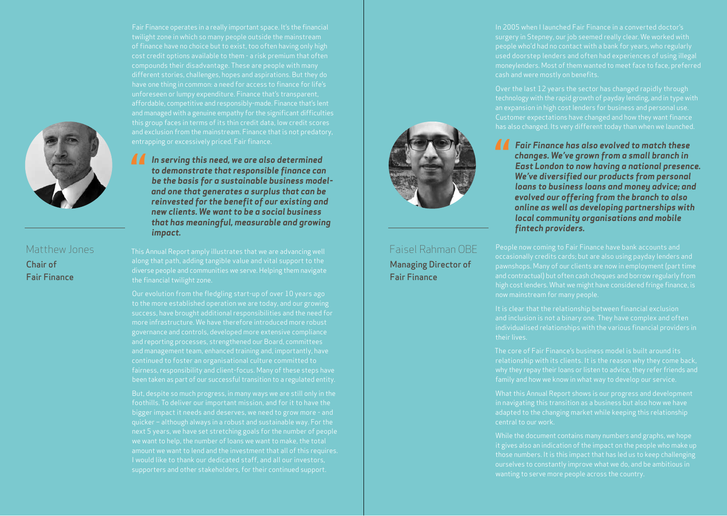## Matthew Jones

**Chair of Fair Finance**

Fair Finance operates in a really important space. It's the financial twilight zone in which so many people outside the mainstream of finance have no choice but to exist, too often having only high cost credit options available to them - a risk premium that often compounds their disadvantage. These are people with many different stories, challenges, hopes and aspirations. But they do have one thing in common: a need for access to finance for life's unforeseen or lumpy expenditure. Finance that's transparent, affordable, competitive and responsibly-made. Finance that's lent and managed with a genuine empathy for the significant difficulties this group faces in terms of its thin credit data, low credit scores and exclusion from the mainstream. Finance that is not predatory, entrapping or excessively priced. Fair finance.

> ***In serving this need, we are also determined to demonstrate that responsible finance can be the basis for a sustainable business model- and one that generates a surplus that can be reinvested for the benefit of our existing and new clients. We want to be a social business that has meaningful, measurable and growing impact.***

This Annual Report amply illustrates that we are advancing well along that path, adding tangible value and vital support to the diverse people and communities we serve. Helping them navigate the financial twilight zone.

Our evolution from the fledgling start-up of over 10 years ago to the more established operation we are today, and our growing success, have brought additional responsibilities and the need for more infrastructure. We have therefore introduced more robust governance and controls, developed more extensive compliance and reporting processes, strengthened our Board, committees and management team, enhanced training and, importantly, have continued to foster an organisational culture committed to fairness, responsibility and client-focus. Many of these steps have been taken as part of our successful transition to a regulated entity.

But, despite so much progress, in many ways we are still only in the foothills. To deliver our important mission, and for it to have the bigger impact it needs and deserves, we need to grow more - and quicker – although always in a robust and sustainable way. For the next 5 years, we have set stretching goals for the number of people we want to help, the number of loans we want to make, the total amount we want to lend and the investment that all of this requires. I would like to thank our dedicated staff, and all our investors, supporters and other stakeholders, for their continued support.

## Faisel Rahman OBE

**Managing Director of Fair Finance**

In 2005 when I launched Fair Finance in a converted doctor's surgery in Stepney, our job seemed really clear. We worked with people who'd had no contact with a bank for years, who regularly used doorstep lenders and often had experiences of using illegal moneylenders. Most of them wanted to meet face to face, preferred cash and were mostly on benefits.

Over the last 12 years the sector has changed rapidly through technology with the rapid growth of payday lending, and in type with an expansion in high cost lenders for business and personal use. Customer expectations have changed and how they want finance has also changed. Its very different today than when we launched.

> ***Fair Finance has also evolved to match these changes. We've grown from a small branch in East London to now having a national presence. We've diversified our products from personal loans to business loans and money advice; and evolved our offering from the branch to also online as well as developing partnerships with local community organisations and mobile fintech providers.***

People now coming to Fair Finance have bank accounts and occasionally credits cards; but are also using payday lenders and pawnshops. Many of our clients are now in employment (part time and contractual) but often cash cheques and borrow regularly from high cost lenders. What we might have considered fringe finance, is now mainstream for many people.

It is clear that the relationship between financial exclusion and inclusion is not a binary one. They have complex and often individualised relationships with the various financial providers in their lives.

The core of Fair Finance's business model is built around its relationship with its clients. It is the reason why they come back, why they repay their loans or listen to advice, they refer friends and family and how we know in what way to develop our service.

What this Annual Report shows is our progress and development in navigating this transition as a business but also how we have adapted to the changing market while keeping this relationship central to our work.

While the document contains many numbers and graphs, we hope it gives also an indication of the impact on the people who make up those numbers. It is this impact that has led us to keep challenging ourselves to constantly improve what we do, and be ambitious in wanting to serve more people across the country.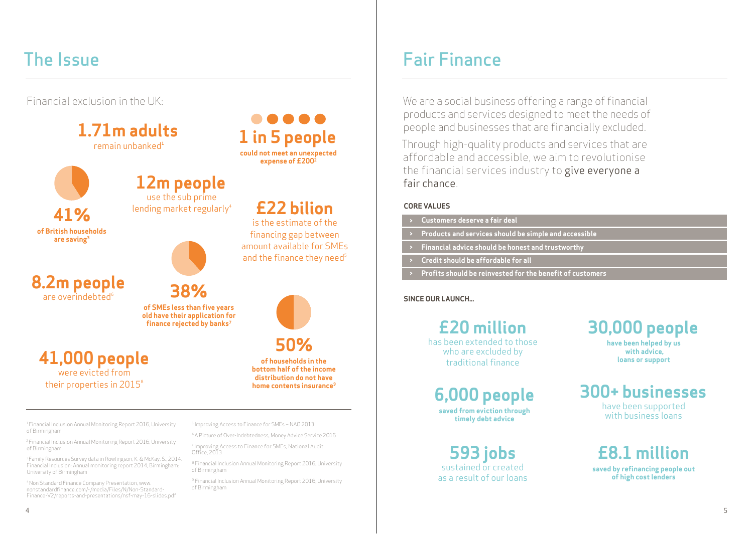## The Issue

Financial exclusion in the UK:

**1.71m adults**
remain unbanked[1]

**1 in 5 people**
**could not meet an unexpected expense of £200[2]**

**12m people**
use the sub prime lending market regularly[4]

**41%**
**of British households are saving[3]**

**£22 bilion**
is the estimate of the financing gap between amount available for SMEs and the finance they need[5]

**8.2m people**
are overindebted[6]

**38%**
**of SMEs less than five years old have their application for finance rejected by banks[7]**

**41,000 people**
were evicted from their properties in 2015[8]

**50%**
**of households in the bottom half of the income distribution do not have home contents insurance[9]**

[1] Financial Inclusion Annual Monitoring Report 2016, University of Birmingham

[2] Financial Inclusion Annual Monitoring Report 2016, University of Birmingham

[3] Family Resources Survey data in Rowlingson, K. & McKay, S., 2014. Financial Inclusion: Annual monitoring report 2014, Birmingham: University of Birmingham

[4] Non Standard Finance Company Presentation, www.nonstandardfinance.com/-/media/Files/N/Non-Standard-Finance-V2/reports-and-presentations/nsf-may-16-slides.pdf

[5] Improving Access to Finance for SMEs – NAO 2013

[6] A Picture of Over-Indebtedness, Money Advice Service 2016

[7] Improving Access to Finance for SMEs, National Audit Office, 2013

[8] Financial Inclusion Annual Monitoring Report 2016, University of Birmingham

[9] Financial Inclusion Annual Monitoring Report 2016, University of Birmingham

## Fair Finance

We are a social business offering a range of financial products and services designed to meet the needs of people and businesses that are financially excluded.

Through high-quality products and services that are affordable and accessible, we aim to revolutionise the financial services industry to give everyone a fair chance.

### CORE VALUES

- **Customers deserve a fair deal**
- **Products and services should be simple and accessible**
- **Financial advice should be honest and trustworthy**
- **Credit should be affordable for all**
- **Profits should be reinvested for the benefit of customers**

### SINCE OUR LAUNCH...

**£20 million**
has been extended to those who are excluded by traditional finance

**30,000 people**
**have been helped by us with advice, loans or support**

**6,000 people**
**saved from eviction through timely debt advice**

**300+ businesses**
have been supported with business loans

**593 jobs**
sustained or created as a result of our loans

**£8.1 million**
**saved by refinancing people out of high cost lenders**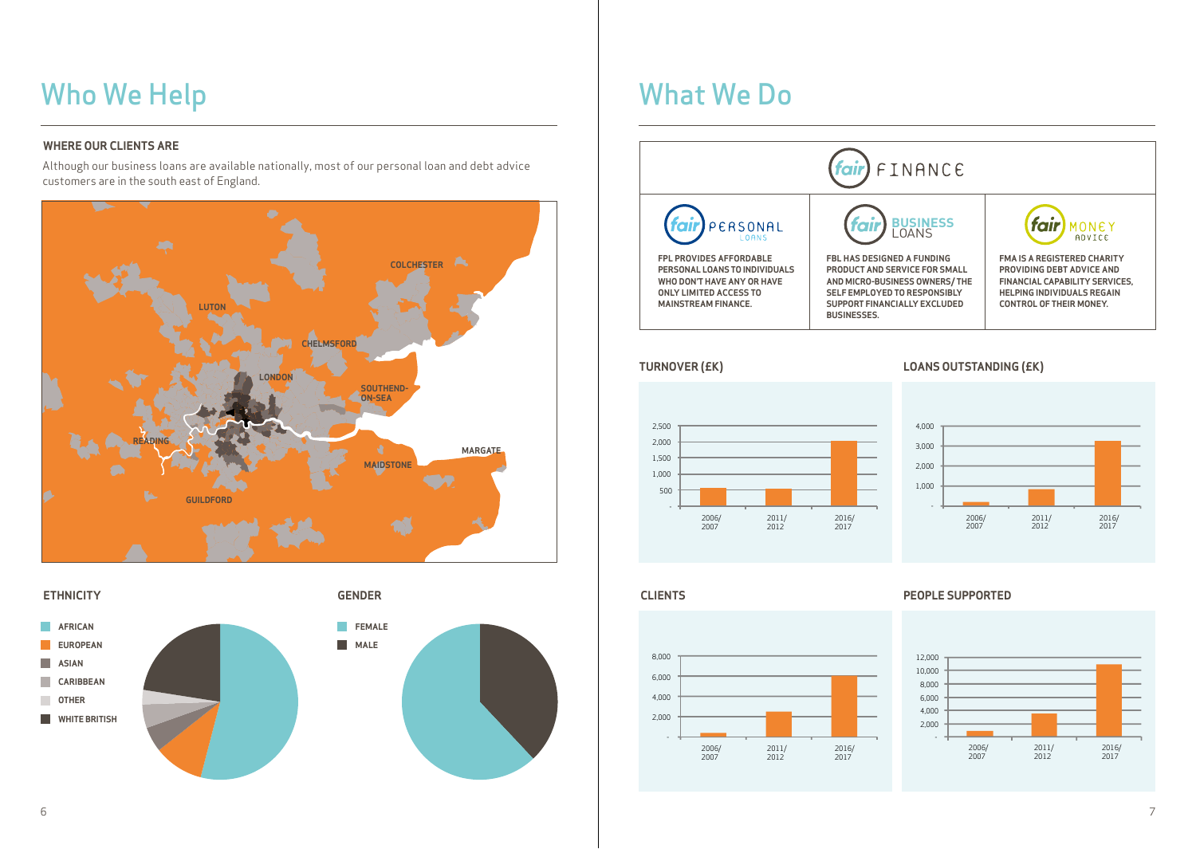# Who We Help

## WHERE OUR CLIENTS ARE

Although our business loans are available nationally, most of our personal loan and debt advice customers are in the south east of England.

COLCHESTER
LUTON
CHELMSFORD
LONDON
SOUTHEND-ON-SEA
READING
MARGATE
MAIDSTONE
GUILDFORD

## ETHNICITY

- AFRICAN
- EUROPEAN
- ASIAN
- CARIBBEAN
- OTHER
- WHITE BRITISH

## GENDER

- FEMALE
- MALE

# What We Do

fair FINANCE

| fair PERSONAL LOANS | fair BUSINESS LOANS | fair MONEY ADVICE |
|---|---|---|
| FPL PROVIDES AFFORDABLE PERSONAL LOANS TO INDIVIDUALS WHO DON'T HAVE ANY OR HAVE ONLY LIMITED ACCESS TO MAINSTREAM FINANCE. | FBL HAS DESIGNED A FUNDING PRODUCT AND SERVICE FOR SMALL AND MICRO-BUSINESS OWNERS/ THE SELF EMPLOYED TO RESPONSIBLY SUPPORT FINANCIALLY EXCLUDED BUSINESSES. | FMA IS A REGISTERED CHARITY PROVIDING DEBT ADVICE AND FINANCIAL CAPABILITY SERVICES, HELPING INDIVIDUALS REGAIN CONTROL OF THEIR MONEY. |

## TURNOVER (£K)

Axis: -, 500, 1,000, 1,500, 2,000, 2,500
Years: 2006/2007, 2011/2012, 2016/2017

## LOANS OUTSTANDING (£K)

Axis: -, 1,000, 2,000, 3,000, 4,000
Years: 2006/2007, 2011/2012, 2016/2017

## CLIENTS

Axis: -, 2,000, 4,000, 6,000, 8,000
Years: 2006/2007, 2011/2012, 2016/2017

## PEOPLE SUPPORTED

Axis: -, 2,000, 4,000, 6,000, 8,000, 10,000, 12,000
Years: 2006/2007, 2011/2012, 2016/2017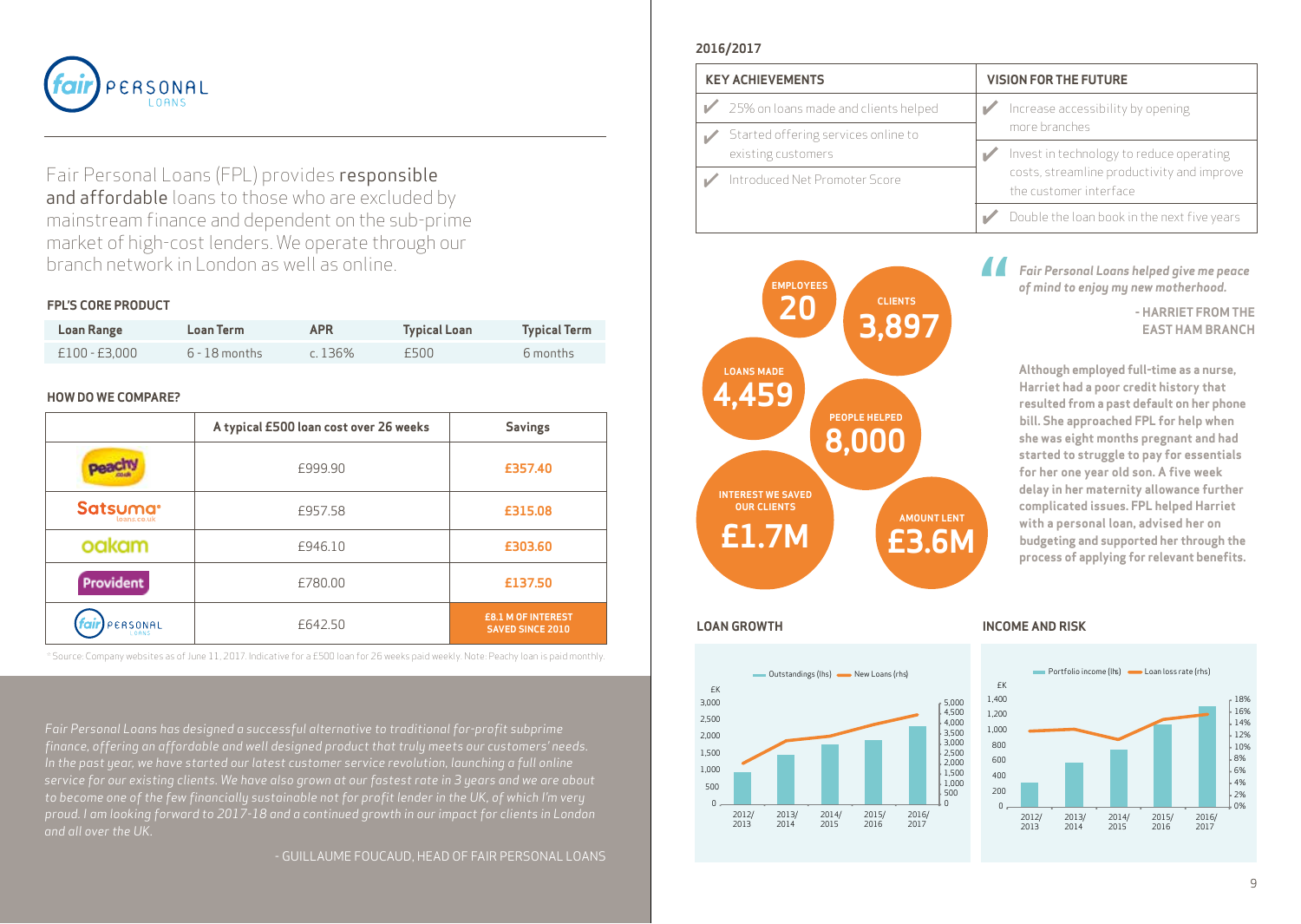# Fair Personal Loans

Fair Personal Loans (FPL) provides **responsible and affordable** loans to those who are excluded by mainstream finance and dependent on the sub-prime market of high-cost lenders. We operate through our branch network in London as well as online.

### FPL'S CORE PRODUCT

| Loan Range | Loan Term | APR | Typical Loan | Typical Term |
|---|---|---|---|---|
| £100 - £3,000 | 6 - 18 months | c. 136% | £500 | 6 months |

### HOW DO WE COMPARE?

| | A typical £500 loan cost over 26 weeks | Savings |
|---|---|---|
| Peachy | £999.90 | £357.40 |
| Satsuma | £957.58 | £315.08 |
| oakam | £946.10 | £303.60 |
| Provident | £780.00 | £137.50 |
| Fair Personal Loans | £642.50 | £8.1 M OF INTEREST SAVED SINCE 2010 |

*Source: Company websites as of June 11, 2017. Indicative for a £500 loan for 26 weeks paid weekly. Note: Peachy loan is paid monthly.

*Fair Personal Loans has designed a successful alternative to traditional for-profit subprime finance, offering an affordable and well designed product that truly meets our customers' needs. In the past year, we have started our latest customer service revolution, launching a full online service for our existing clients. We have also grown at our fastest rate in 3 years and we are about to become one of the few financially sustainable not for profit lender in the UK, of which I'm very proud. I am looking forward to 2017-18 and a continued growth in our impact for clients in London and all over the UK.*

- GUILLAUME FOUCAUD, HEAD OF FAIR PERSONAL LOANS

## 2016/2017

| KEY ACHIEVEMENTS | VISION FOR THE FUTURE |
|---|---|
| ✔ 25% on loans made and clients helped | ✔ Increase accessibility by opening more branches |
| ✔ Started offering services online to existing customers | ✔ Invest in technology to reduce operating costs, streamline productivity and improve the customer interface |
| ✔ Introduced Net Promoter Score | ✔ Double the loan book in the next five years |

- EMPLOYEES: 20
- CLIENTS: 3,897
- LOANS MADE: 4,459
- PEOPLE HELPED: 8,000
- INTEREST WE SAVED OUR CLIENTS: £1.7M
- AMOUNT LENT: £3.6M

*"Fair Personal Loans helped give me peace of mind to enjoy my new motherhood.*

- HARRIET FROM THE EAST HAM BRANCH

**Although employed full-time as a nurse, Harriet had a poor credit history that resulted from a past default on her phone bill. She approached FPL for help when she was eight months pregnant and had started to struggle to pay for essentials for her one year old son. A five week delay in her maternity allowance further complicated issues. FPL helped Harriet with a personal loan, advised her on budgeting and supported her through the process of applying for relevant benefits.**

### LOAN GROWTH

Outstandings (lhs) — New Loans (rhs)

£K; 2012/2013, 2013/2014, 2014/2015, 2015/2016, 2016/2017

### INCOME AND RISK

Portfolio income (lhs) — Loan loss rate (rhs)

£K; 2012/2013, 2013/2014, 2014/2015, 2015/2016, 2016/2017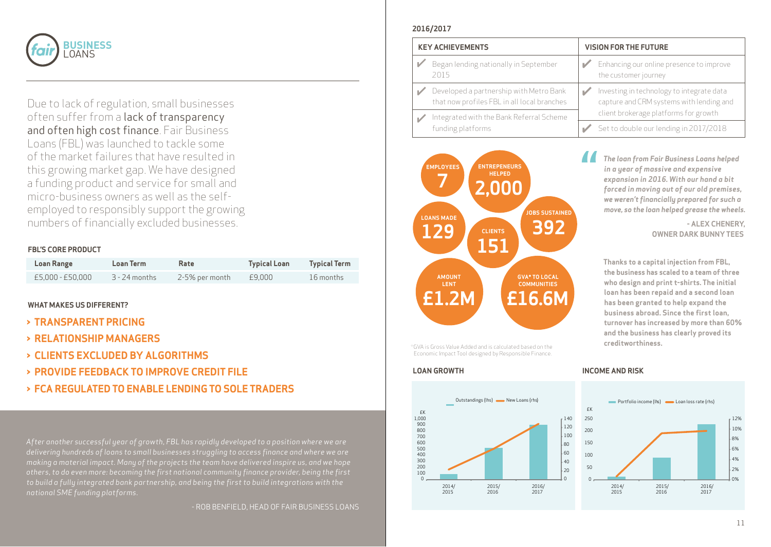# fair BUSINESS LOANS

Due to lack of regulation, small businesses often suffer from a lack of transparency and often high cost finance. Fair Business Loans (FBL) was launched to tackle some of the market failures that have resulted in this growing market gap. We have designed a funding product and service for small and micro-business owners as well as the self-employed to responsibly support the growing numbers of financially excluded businesses.

### FBL'S CORE PRODUCT

| Loan Range | Loan Term | Rate | Typical Loan | Typical Term |
|---|---|---|---|---|
| £5,000 - £50,000 | 3 - 24 months | 2-5% per month | £9,000 | 16 months |

### WHAT MAKES US DIFFERENT?

- **> TRANSPARENT PRICING**
- **> RELATIONSHIP MANAGERS**
- **> CLIENTS EXCLUDED BY ALGORITHMS**
- **> PROVIDE FEEDBACK TO IMPROVE CREDIT FILE**
- **> FCA REGULATED TO ENABLE LENDING TO SOLE TRADERS**

*After another successful year of growth, FBL has rapidly developed to a position where we are delivering hundreds of loans to small businesses struggling to access finance and where we are making a material impact. Many of the projects the team have delivered inspire us, and we hope others, to do even more: becoming the first national community finance provider, being the first to build a fully integrated bank partnership, and being the first to build integrations with the national SME funding platforms.*

- ROB BENFIELD, HEAD OF FAIR BUSINESS LOANS

### 2016/2017

| KEY ACHIEVEMENTS | VISION FOR THE FUTURE |
|---|---|
| ✔ Began lending nationally in September 2015 | ✔ Enhancing our online presence to improve the customer journey |
| ✔ Developed a partnership with Metro Bank that now profiles FBL in all local branches | ✔ Investing in technology to integrate data capture and CRM systems with lending and client brokerage platforms for growth |
| ✔ Integrated with the Bank Referral Scheme funding platforms | ✔ Set to double our lending in 2017/2018 |

- EMPLOYEES: 7
- ENTREPENEURS HELPED: 2,000
- LOANS MADE: 129
- CLIENTS: 151
- JOBS SUSTAINED: 392
- AMOUNT LENT: £1.2M
- GVA* TO LOCAL COMMUNITIES: £16.6M

*GVA is Gross Value Added and is calculated based on the Economic Impact Tool designed by Responsible Finance.

***"The loan from Fair Business Loans helped in a year of massive and expensive expansion in 2016. With our hand a bit forced in moving out of our old premises, we weren't financially prepared for such a move, so the loan helped grease the wheels.***

**- ALEX CHENERY, OWNER DARK BUNNY TEES**

**Thanks to a capital injection from FBL, the business has scaled to a team of three who design and print t-shirts. The initial loan has been repaid and a second loan has been granted to help expand the business abroad. Since the first loan, turnover has increased by more than 60% and the business has clearly proved its creditworthiness.**

### LOAN GROWTH

Outstandings (lhs) — New Loans (rhs)

£K: 0–1,000 (lhs); 0–140 (rhs); 2014/2015, 2015/2016, 2016/2017

### INCOME AND RISK

Portfolio income (lhs) — Loan loss rate (rhs)

£K: 0–250 (lhs); 0%–12% (rhs); 2014/2015, 2015/2016, 2016/2017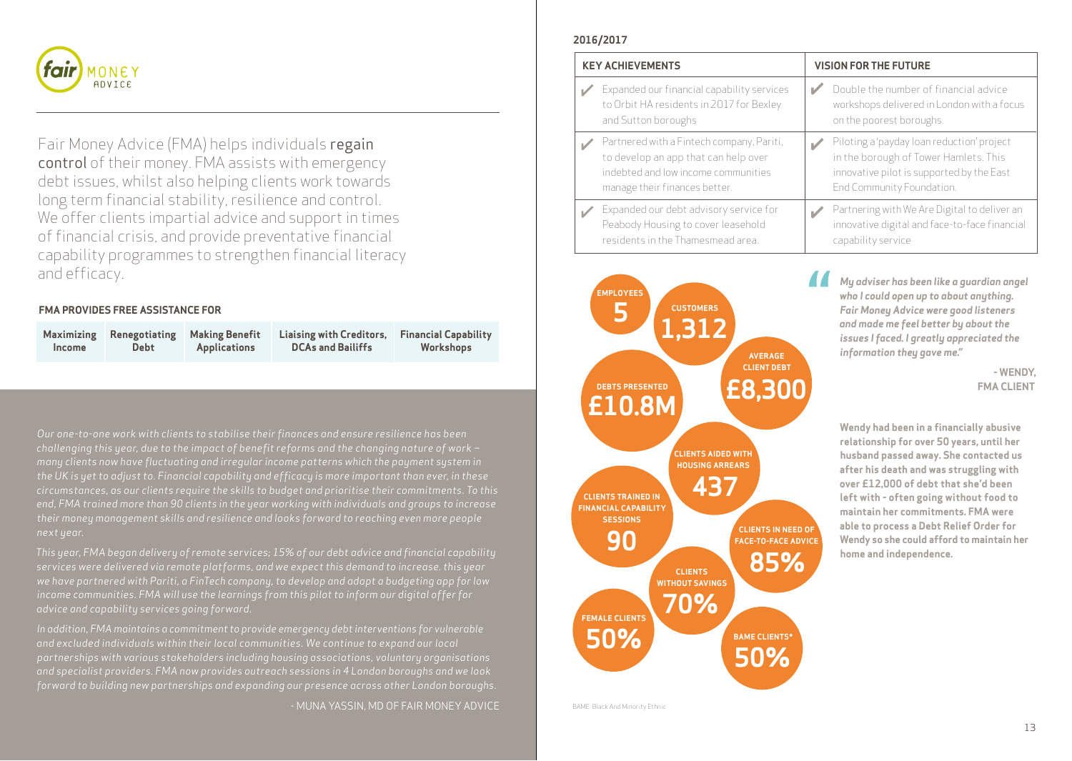Fair Money Advice (FMA) helps individuals regain control of their money. FMA assists with emergency debt issues, whilst also helping clients work towards long term financial stability, resilience and control. We offer clients impartial advice and support in times of financial crisis, and provide preventative financial capability programmes to strengthen financial literacy and efficacy.

### FMA PROVIDES FREE ASSISTANCE FOR

| Maximizing Income | Renegotiating Debt | Making Benefit Applications | Liaising with Creditors, DCAs and Bailiffs | Financial Capability Workshops |
|---|---|---|---|---|

*Our one-to-one work with clients to stabilise their finances and ensure resilience has been challenging this year, due to the impact of benefit reforms and the changing nature of work – many clients now have fluctuating and irregular income patterns which the payment system in the UK is yet to adjust to. Financial capability and efficacy is more important than ever, in these circumstances, as our clients require the skills to budget and prioritise their commitments. To this end, FMA trained more than 90 clients in the year working with individuals and groups to increase their money management skills and resilience and looks forward to reaching even more people next year.*

*This year, FMA began delivery of remote services; 15% of our debt advice and financial capability services were delivered via remote platforms, and we expect this demand to increase. this year we have partnered with Pariti, a FinTech company, to develop and adapt a budgeting app for low income communities. FMA will use the learnings from this pilot to inform our digital offer for advice and capability services going forward.*

*In addition, FMA maintains a commitment to provide emergency debt interventions for vulnerable and excluded individuals within their local communities. We continue to expand our local partnerships with various stakeholders including housing associations, voluntary organisations and specialist providers. FMA now provides outreach sessions in 4 London boroughs and we look forward to building new partnerships and expanding our presence across other London boroughs.*

- MUNA YASSIN, MD OF FAIR MONEY ADVICE

## 2016/2017

| KEY ACHIEVEMENTS | VISION FOR THE FUTURE |
|---|---|
| ✔ Expanded our financial capability services to Orbit HA residents in 2017 for Bexley and Sutton boroughs | ✔ Double the number of financial advice workshops delivered in London with a focus on the poorest boroughs. |
| ✔ Partnered with a Fintech company, Pariti, to develop an app that can help over indebted and low income communities manage their finances better. | ✔ Piloting a 'payday loan reduction' project in the borough of Tower Hamlets. This innovative pilot is supported by the East End Community Foundation. |
| ✔ Expanded our debt advisory service for Peabody Housing to cover leasehold residents in the Thamesmead area. | ✔ Partnering with We Are Digital to deliver an innovative digital and face-to-face financial capability service |

- EMPLOYEES: 5
- CUSTOMERS: 1,312
- AVERAGE CLIENT DEBT: £8,300
- DEBTS PRESENTED: £10.8M
- CLIENTS AIDED WITH HOUSING ARREARS: 437
- CLIENTS TRAINED IN FINANCIAL CAPABILITY SESSIONS: 90
- CLIENTS IN NEED OF FACE-TO-FACE ADVICE: 85%
- CLIENTS WITHOUT SAVINGS: 70%
- FEMALE CLIENTS: 50%
- BAME CLIENTS*: 50%

BAME: Black And Minority Ethnic

***"My adviser has been like a guardian angel who I could open up to about anything. Fair Money Advice were good listeners and made me feel better about the issues I faced. I greatly appreciated the information they gave me."***

**- WENDY, FMA CLIENT**

**Wendy had been in a financially abusive relationship for over 50 years, until her husband passed away. She contacted us after his death and was struggling with over £12,000 of debt that she'd been left with - often going without food to maintain her commitments. FMA were able to process a Debt Relief Order for Wendy so she could afford to maintain her home and independence.**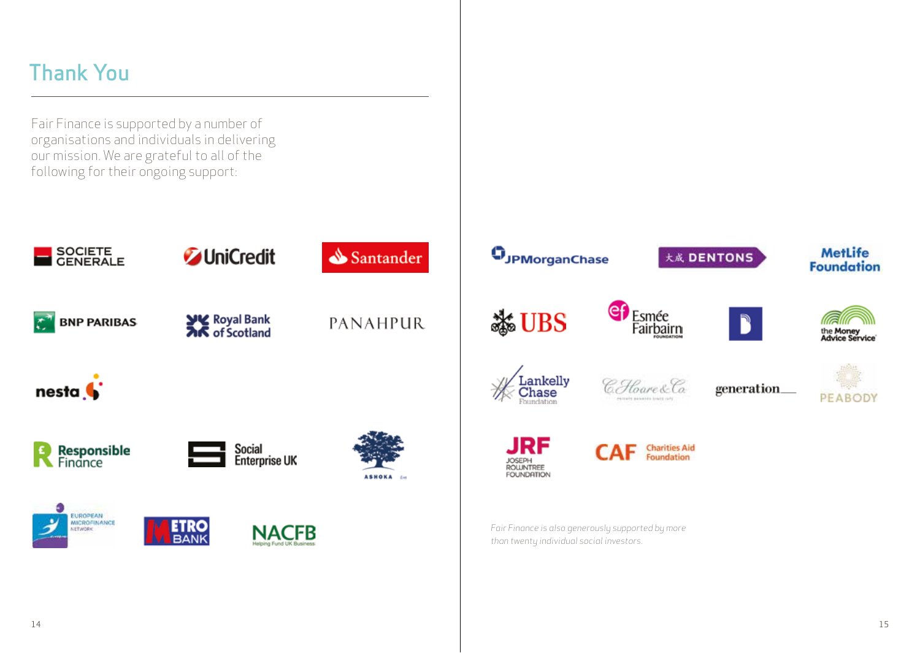## Thank You

Fair Finance is supported by a number of organisations and individuals in delivering our mission. We are grateful to all of the following for their ongoing support:

SOCIETE GENERALE

UniCredit

Santander

BNP PARIBAS

Royal Bank of Scotland

PANAHPUR

nesta

Responsible Finance

Social Enterprise UK

ASHOKA

EUROPEAN MICROFINANCE NETWORK

METRO BANK

NACFB Helping Fund UK Business

JPMorganChase

大成 DENTONS

MetLife Foundation

UBS

Esmée Fairbairn Foundation

the Money Advice Service

Lankelly Chase Foundation

C. Hoare & Co.

generation

PEABODY

JRF Joseph Rowntree Foundation

CAF Charities Aid Foundation

*Fair Finance is also generously supported by more than twenty individual social investors.*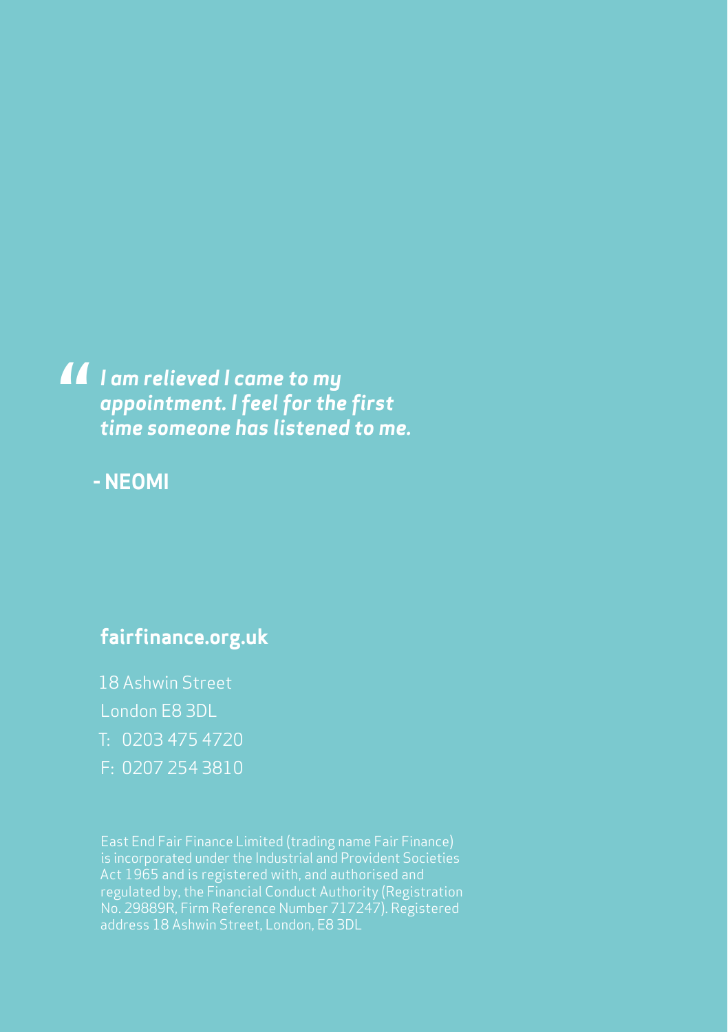> ***I am relieved I came to my appointment. I feel for the first time someone has listened to me.***

**- NEOMI**

**fairfinance.org.uk**

18 Ashwin Street
London E8 3DL
T: 0203 475 4720
F: 0207 254 3810

East End Fair Finance Limited (trading name Fair Finance) is incorporated under the Industrial and Provident Societies Act 1965 and is registered with, and authorised and regulated by, the Financial Conduct Authority (Registration No. 29889R, Firm Reference Number 717247). Registered address 18 Ashwin Street, London, E8 3DL